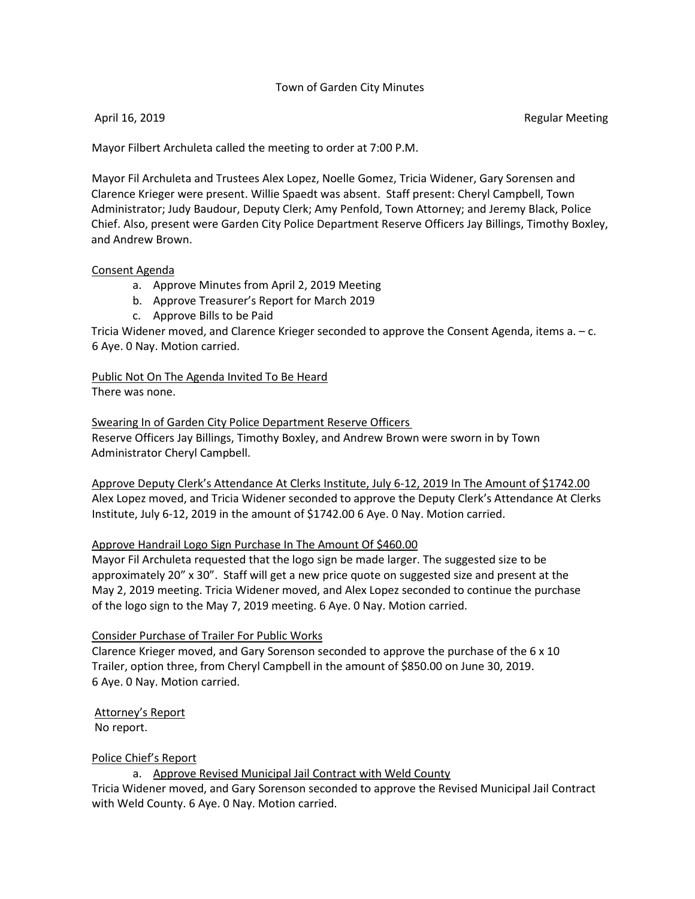Town of Garden City Minutes

April 16, 2019 Regular Meeting

Mayor Filbert Archuleta called the meeting to order at 7:00 P.M.

Mayor Fil Archuleta and Trustees Alex Lopez, Noelle Gomez, Tricia Widener, Gary Sorensen and Clarence Krieger were present. Willie Spaedt was absent. Staff present: Cheryl Campbell, Town Administrator; Judy Baudour, Deputy Clerk; Amy Penfold, Town Attorney; and Jeremy Black, Police Chief. Also, present were Garden City Police Department Reserve Officers Jay Billings, Timothy Boxley, and Andrew Brown.

<u>Consent Agenda</u>

a. Approve Minutes from April 2, 2019 Meeting
b. Approve Treasurer's Report for March 2019
c. Approve Bills to be Paid

Tricia Widener moved, and Clarence Krieger seconded to approve the Consent Agenda, items a. – c. 6 Aye. 0 Nay. Motion carried.

<u>Public Not On The Agenda Invited To Be Heard</u>

There was none.

<u>Swearing In of Garden City Police Department Reserve Officers</u>

Reserve Officers Jay Billings, Timothy Boxley, and Andrew Brown were sworn in by Town Administrator Cheryl Campbell.

<u>Approve Deputy Clerk's Attendance At Clerks Institute, July 6-12, 2019 In The Amount of $1742.00</u>

Alex Lopez moved, and Tricia Widener seconded to approve the Deputy Clerk's Attendance At Clerks Institute, July 6-12, 2019 in the amount of $1742.00 6 Aye. 0 Nay. Motion carried.

<u>Approve Handrail Logo Sign Purchase In The Amount Of $460.00</u>

Mayor Fil Archuleta requested that the logo sign be made larger. The suggested size to be approximately 20" x 30". Staff will get a new price quote on suggested size and present at the May 2, 2019 meeting. Tricia Widener moved, and Alex Lopez seconded to continue the purchase of the logo sign to the May 7, 2019 meeting. 6 Aye. 0 Nay. Motion carried.

<u>Consider Purchase of Trailer For Public Works</u>

Clarence Krieger moved, and Gary Sorenson seconded to approve the purchase of the 6 x 10 Trailer, option three, from Cheryl Campbell in the amount of $850.00 on June 30, 2019. 6 Aye. 0 Nay. Motion carried.

<u>Attorney's Report</u>

No report.

<u>Police Chief's Report</u>

a. <u>Approve Revised Municipal Jail Contract with Weld County</u>

Tricia Widener moved, and Gary Sorenson seconded to approve the Revised Municipal Jail Contract with Weld County. 6 Aye. 0 Nay. Motion carried.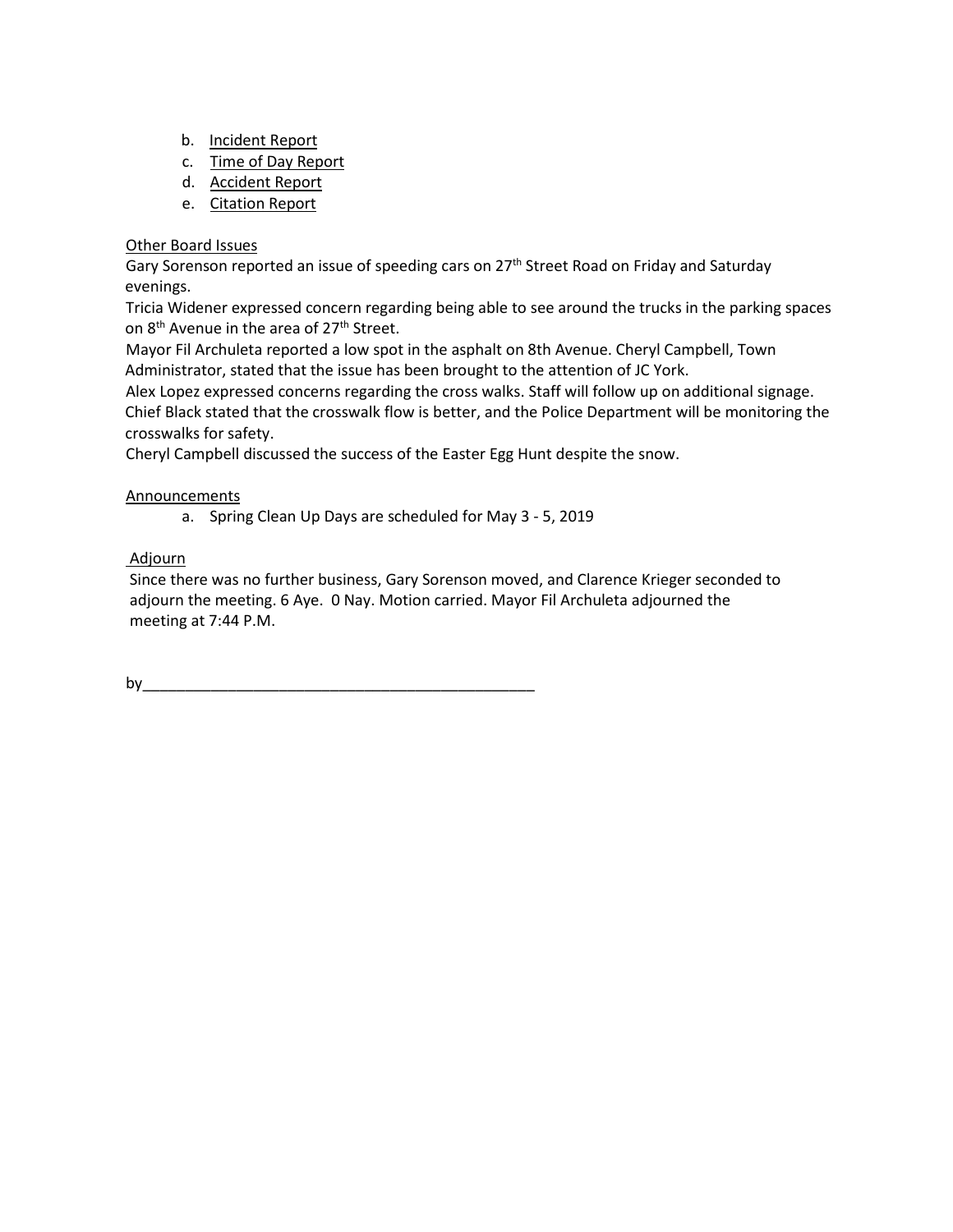b. Incident Report
c. Time of Day Report
d. Accident Report
e. Citation Report

Other Board Issues

Gary Sorenson reported an issue of speeding cars on 27th Street Road on Friday and Saturday evenings.

Tricia Widener expressed concern regarding being able to see around the trucks in the parking spaces on 8th Avenue in the area of 27th Street.

Mayor Fil Archuleta reported a low spot in the asphalt on 8th Avenue. Cheryl Campbell, Town Administrator, stated that the issue has been brought to the attention of JC York.

Alex Lopez expressed concerns regarding the cross walks. Staff will follow up on additional signage.

Chief Black stated that the crosswalk flow is better, and the Police Department will be monitoring the crosswalks for safety.

Cheryl Campbell discussed the success of the Easter Egg Hunt despite the snow.

Announcements

a. Spring Clean Up Days are scheduled for May 3 - 5, 2019

Adjourn

Since there was no further business, Gary Sorenson moved, and Clarence Krieger seconded to adjourn the meeting. 6 Aye. 0 Nay. Motion carried. Mayor Fil Archuleta adjourned the meeting at 7:44 P.M.

by_______________________________________________